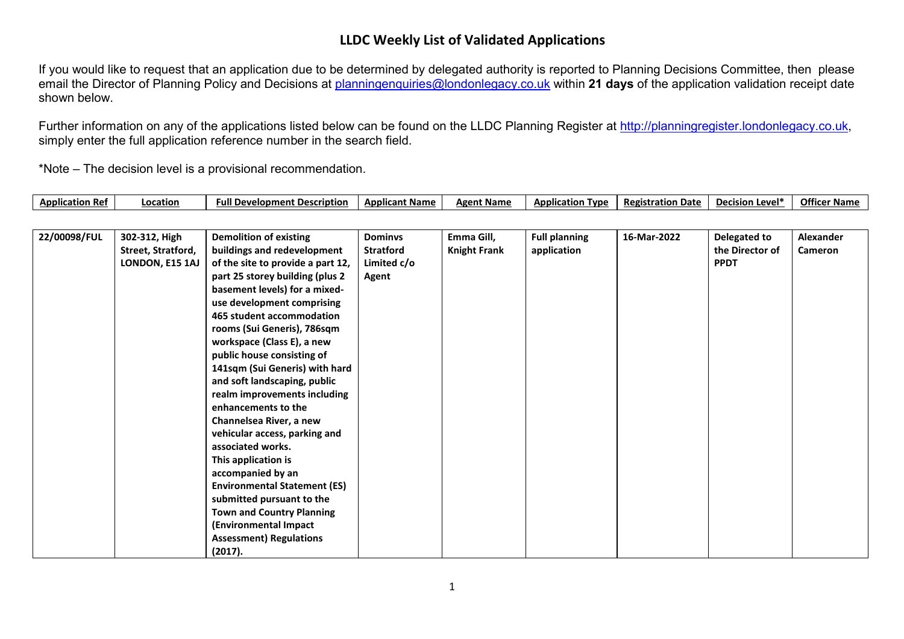# LLDC Weekly List of Validated Applications

If you would like to request that an application due to be determined by delegated authority is reported to Planning Decisions Committee, then please email the Director of Planning Policy and Decisions at planningenquiries@londonlegacy.co.uk within **21 days** of the application validation receipt date shown below.

Further information on any of the applications listed below can be found on the LLDC Planning Register at http://planningregister.londonlegacy.co.uk, simply enter the full application reference number in the search field.

*Note – The decision level is a provisional recommendation.

| Application Ref | Location | Full Development Description | Applicant Name | Agent Name | Application Type | Registration Date | Decision Level* | Officer Name |
|---|---|---|---|---|---|---|---|---|
| **22/00098/FUL** | **302-312, High Street, Stratford, LONDON, E15 1AJ** | **Demolition of existing buildings and redevelopment of the site to provide a part 12, part 25 storey building (plus 2 basement levels) for a mixed-use development comprising 465 student accommodation rooms (Sui Generis), 786sqm workspace (Class E), a new public house consisting of 141sqm (Sui Generis) with hard and soft landscaping, public realm improvements including enhancements to the Channelsea River, a new vehicular access, parking and associated works. This application is accompanied by an Environmental Statement (ES) submitted pursuant to the Town and Country Planning (Environmental Impact Assessment) Regulations (2017).** | **Dominvs Stratford Limited c/o Agent** | **Emma Gill, Knight Frank** | **Full planning application** | **16-Mar-2022** | **Delegated to the Director of PPDT** | **Alexander Cameron** |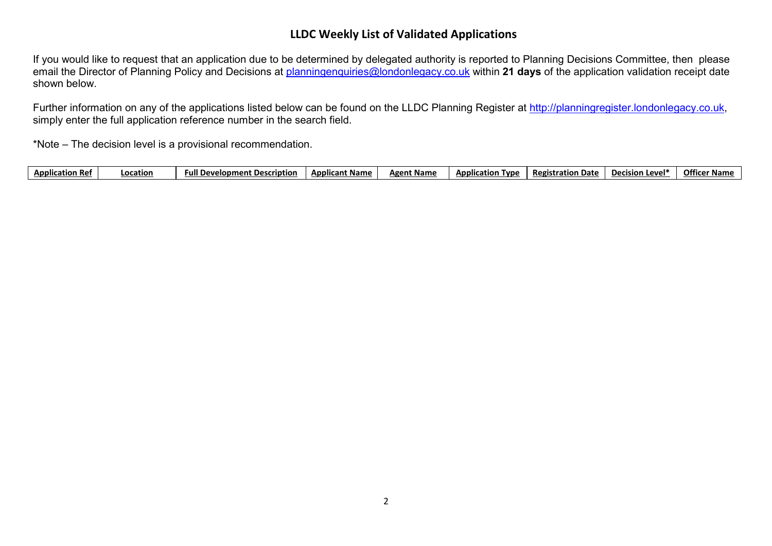## LLDC Weekly List of Validated Applications

If you would like to request that an application due to be determined by delegated authority is reported to Planning Decisions Committee, then please email the Director of Planning Policy and Decisions at [planningenquiries@londonlegacy.co.uk](mailto:planningenquiries@londonlegacy.co.uk) within **21 days** of the application validation receipt date shown below.

Further information on any of the applications listed below can be found on the LLDC Planning Register at [http://planningregister.londonlegacy.co.uk](http://planningregister.londonlegacy.co.uk), simply enter the full application reference number in the search field.

*Note – The decision level is a provisional recommendation.

| Application Ref | Location | Full Development Description | Applicant Name | Agent Name | Application Type | Registration Date | Decision Level* | Officer Name |
|---|---|---|---|---|---|---|---|---|